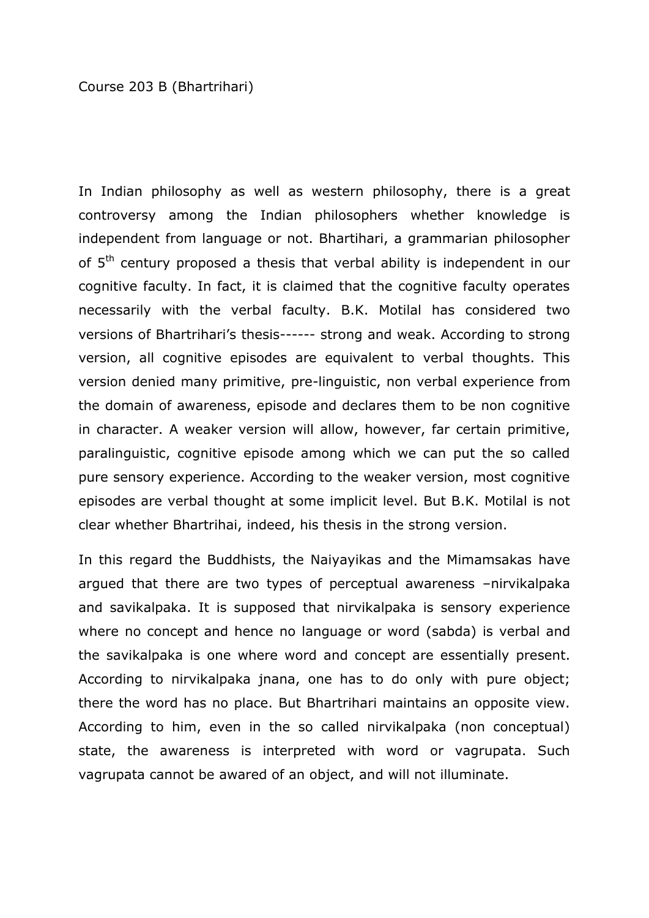Course 203 B (Bhartrihari)

In Indian philosophy as well as western philosophy, there is a great controversy among the Indian philosophers whether knowledge is independent from language or not. Bhartihari, a grammarian philosopher of 5$^{th}$ century proposed a thesis that verbal ability is independent in our cognitive faculty. In fact, it is claimed that the cognitive faculty operates necessarily with the verbal faculty. B.K. Motilal has considered two versions of Bhartrihari's thesis------ strong and weak. According to strong version, all cognitive episodes are equivalent to verbal thoughts. This version denied many primitive, pre-linguistic, non verbal experience from the domain of awareness, episode and declares them to be non cognitive in character. A weaker version will allow, however, far certain primitive, paralinguistic, cognitive episode among which we can put the so called pure sensory experience. According to the weaker version, most cognitive episodes are verbal thought at some implicit level. But B.K. Motilal is not clear whether Bhartrihai, indeed, his thesis in the strong version.

In this regard the Buddhists, the Naiyayikas and the Mimamsakas have argued that there are two types of perceptual awareness –nirvikalpaka and savikalpaka. It is supposed that nirvikalpaka is sensory experience where no concept and hence no language or word (sabda) is verbal and the savikalpaka is one where word and concept are essentially present. According to nirvikalpaka jnana, one has to do only with pure object; there the word has no place. But Bhartrihari maintains an opposite view. According to him, even in the so called nirvikalpaka (non conceptual) state, the awareness is interpreted with word or vagrupata. Such vagrupata cannot be awared of an object, and will not illuminate.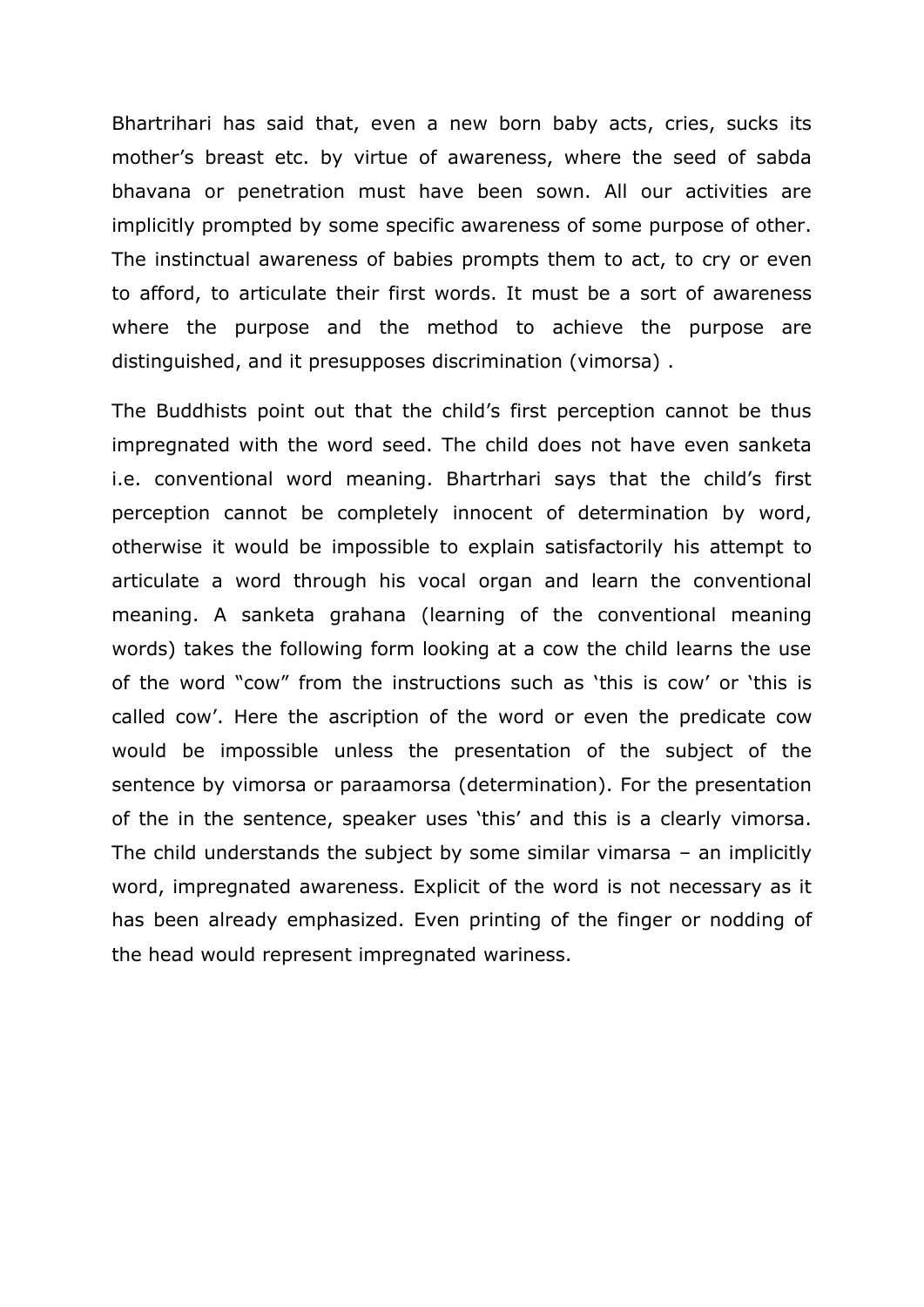Bhartrihari has said that, even a new born baby acts, cries, sucks its mother's breast etc. by virtue of awareness, where the seed of sabda bhavana or penetration must have been sown. All our activities are implicitly prompted by some specific awareness of some purpose of other. The instinctual awareness of babies prompts them to act, to cry or even to afford, to articulate their first words. It must be a sort of awareness where the purpose and the method to achieve the purpose are distinguished, and it presupposes discrimination (vimorsa) .

The Buddhists point out that the child's first perception cannot be thus impregnated with the word seed. The child does not have even sanketa i.e. conventional word meaning. Bhartrhari says that the child's first perception cannot be completely innocent of determination by word, otherwise it would be impossible to explain satisfactorily his attempt to articulate a word through his vocal organ and learn the conventional meaning. A sanketa grahana (learning of the conventional meaning words) takes the following form looking at a cow the child learns the use of the word "cow" from the instructions such as 'this is cow' or 'this is called cow'. Here the ascription of the word or even the predicate cow would be impossible unless the presentation of the subject of the sentence by vimorsa or paraamorsa (determination). For the presentation of the in the sentence, speaker uses 'this' and this is a clearly vimorsa. The child understands the subject by some similar vimarsa – an implicitly word, impregnated awareness. Explicit of the word is not necessary as it has been already emphasized. Even printing of the finger or nodding of the head would represent impregnated wariness.